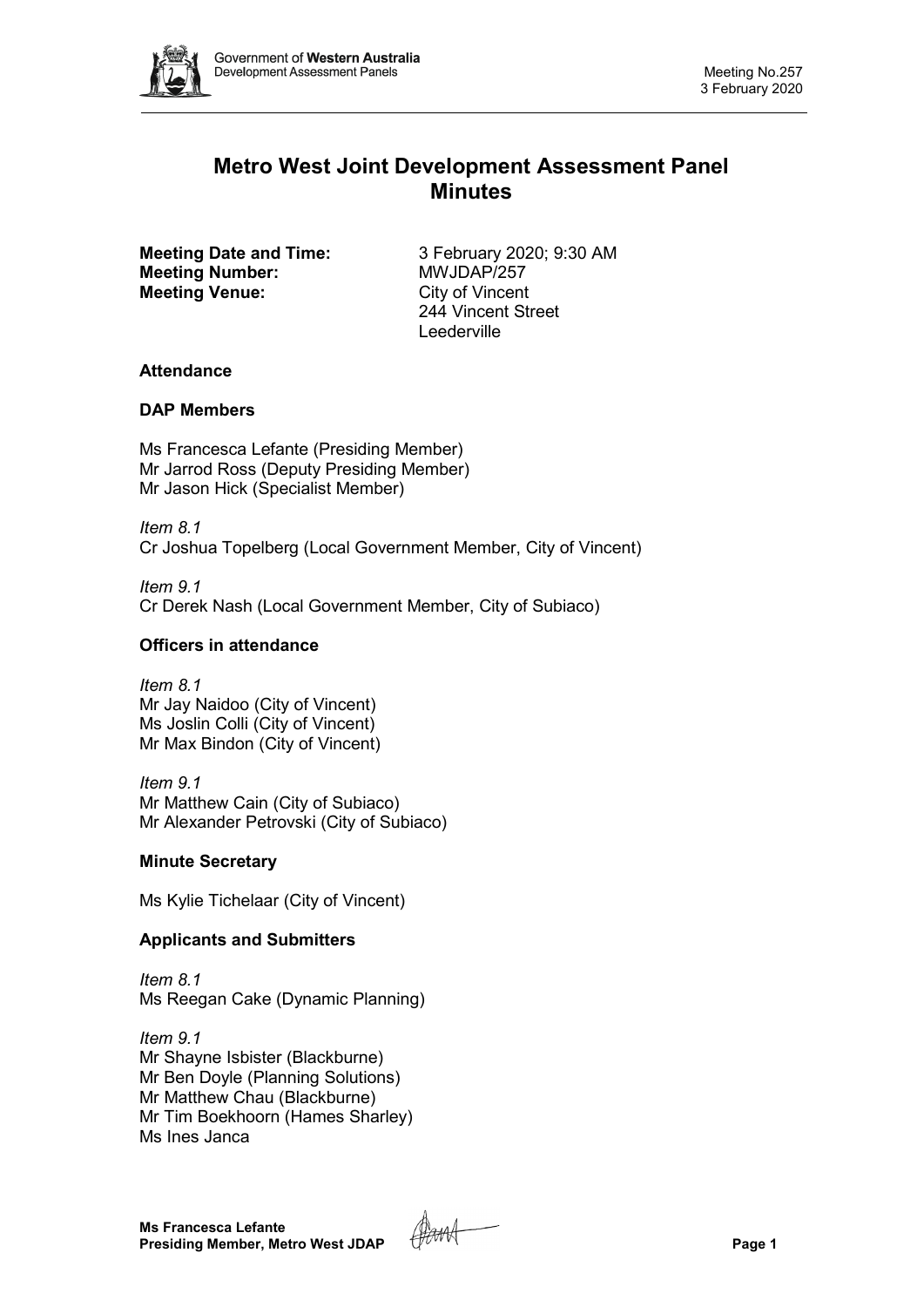# Metro West Joint Development Assessment Panel Minutes

**Meeting Date and Time:** 3 February 2020; 9:30 AM
**Meeting Number:** MWJDAP/257
**Meeting Venue:** City of Vincent
244 Vincent Street
Leederville

## Attendance

### DAP Members

Ms Francesca Lefante (Presiding Member)
Mr Jarrod Ross (Deputy Presiding Member)
Mr Jason Hick (Specialist Member)

*Item 8.1*
Cr Joshua Topelberg (Local Government Member, City of Vincent)

*Item 9.1*
Cr Derek Nash (Local Government Member, City of Subiaco)

### Officers in attendance

*Item 8.1*
Mr Jay Naidoo (City of Vincent)
Ms Joslin Colli (City of Vincent)
Mr Max Bindon (City of Vincent)

*Item 9.1*
Mr Matthew Cain (City of Subiaco)
Mr Alexander Petrovski (City of Subiaco)

### Minute Secretary

Ms Kylie Tichelaar (City of Vincent)

### Applicants and Submitters

*Item 8.1*
Ms Reegan Cake (Dynamic Planning)

*Item 9.1*
Mr Shayne Isbister (Blackburne)
Mr Ben Doyle (Planning Solutions)
Mr Matthew Chau (Blackburne)
Mr Tim Boekhoorn (Hames Sharley)
Ms Ines Janca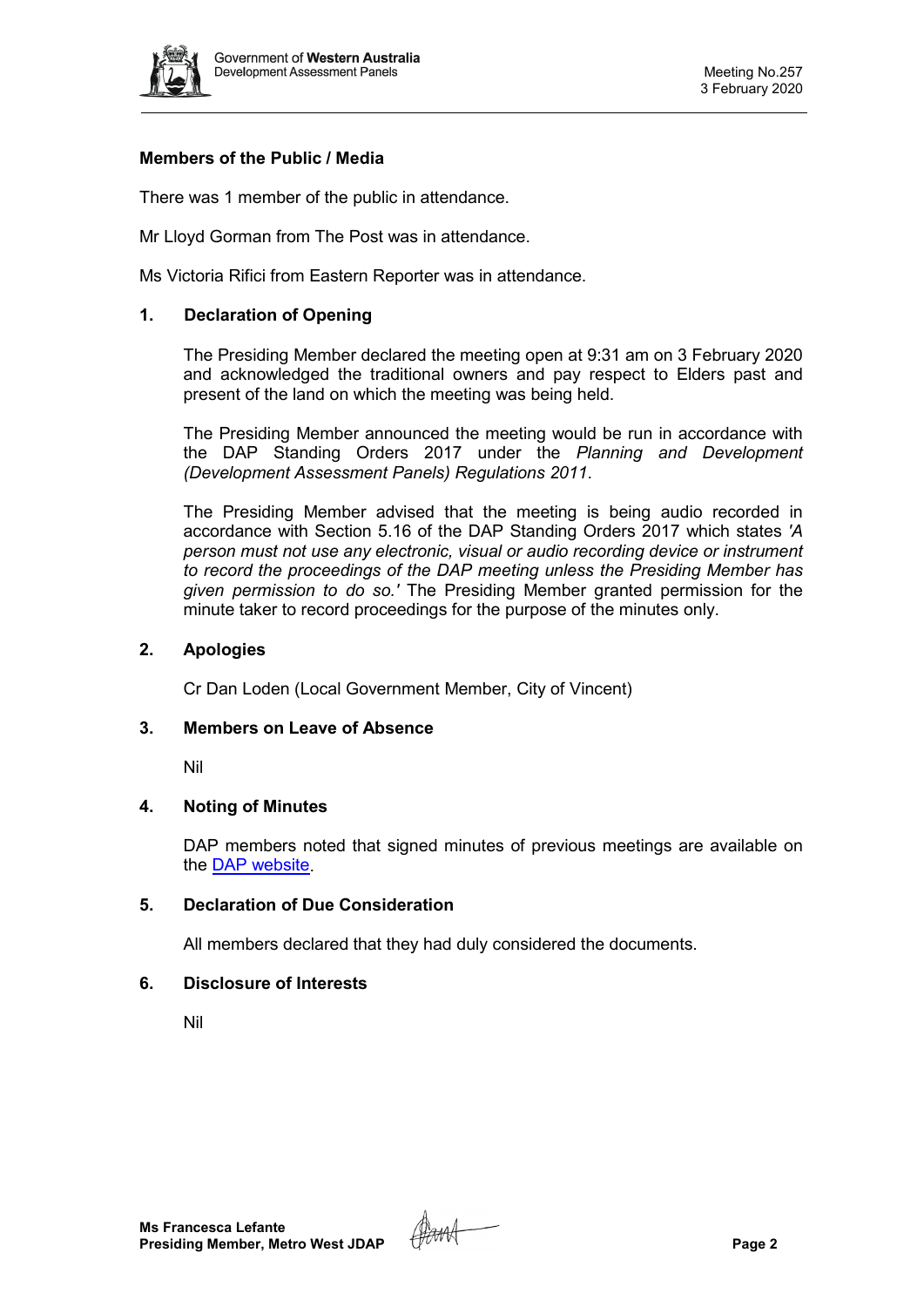**Members of the Public / Media**

There was 1 member of the public in attendance.

Mr Lloyd Gorman from The Post was in attendance.

Ms Victoria Rifici from Eastern Reporter was in attendance.

## 1. Declaration of Opening

The Presiding Member declared the meeting open at 9:31 am on 3 February 2020 and acknowledged the traditional owners and pay respect to Elders past and present of the land on which the meeting was being held.

The Presiding Member announced the meeting would be run in accordance with the DAP Standing Orders 2017 under the *Planning and Development (Development Assessment Panels) Regulations 2011*.

The Presiding Member advised that the meeting is being audio recorded in accordance with Section 5.16 of the DAP Standing Orders 2017 which states *'A person must not use any electronic, visual or audio recording device or instrument to record the proceedings of the DAP meeting unless the Presiding Member has given permission to do so.'* The Presiding Member granted permission for the minute taker to record proceedings for the purpose of the minutes only.

## 2. Apologies

Cr Dan Loden (Local Government Member, City of Vincent)

## 3. Members on Leave of Absence

Nil

## 4. Noting of Minutes

DAP members noted that signed minutes of previous meetings are available on the DAP website.

## 5. Declaration of Due Consideration

All members declared that they had duly considered the documents.

## 6. Disclosure of Interests

Nil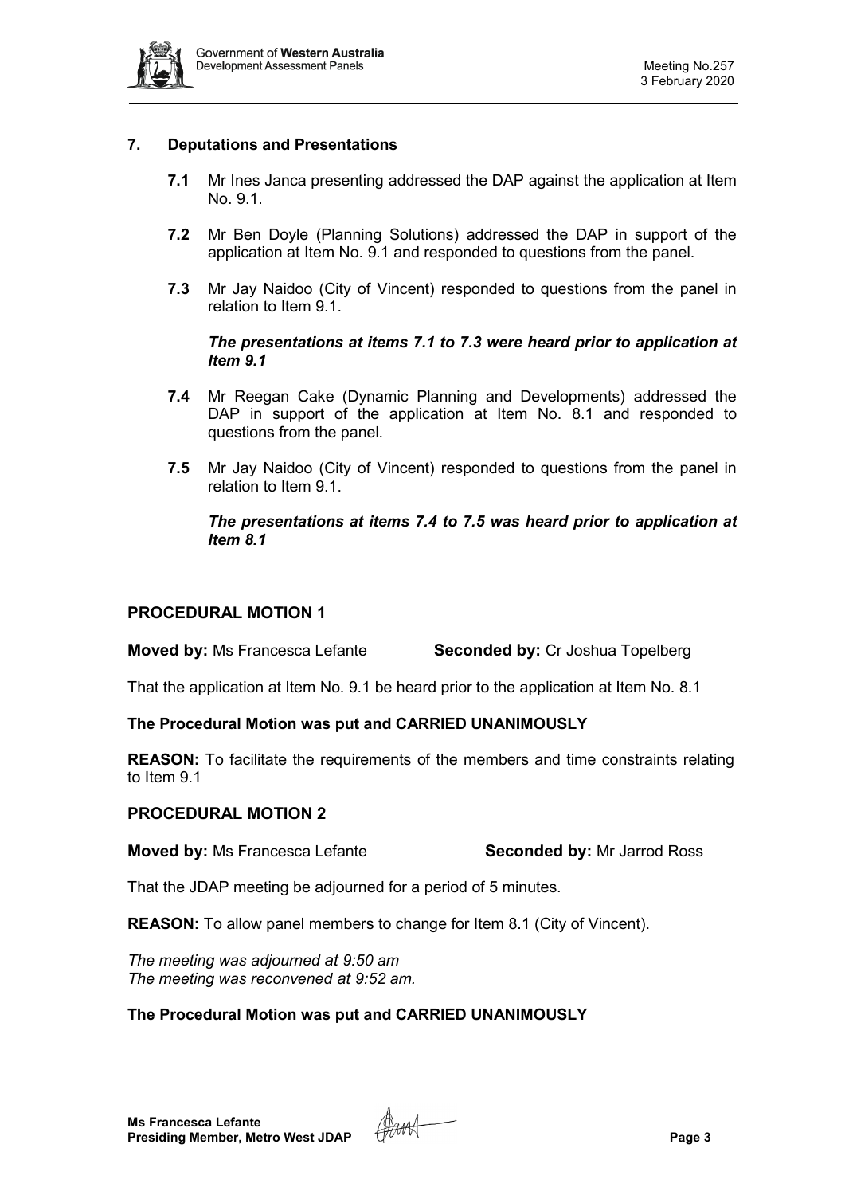## 7. Deputations and Presentations

**7.1** Mr Ines Janca presenting addressed the DAP against the application at Item No. 9.1.

**7.2** Mr Ben Doyle (Planning Solutions) addressed the DAP in support of the application at Item No. 9.1 and responded to questions from the panel.

**7.3** Mr Jay Naidoo (City of Vincent) responded to questions from the panel in relation to Item 9.1.

***The presentations at items 7.1 to 7.3 were heard prior to application at Item 9.1***

**7.4** Mr Reegan Cake (Dynamic Planning and Developments) addressed the DAP in support of the application at Item No. 8.1 and responded to questions from the panel.

**7.5** Mr Jay Naidoo (City of Vincent) responded to questions from the panel in relation to Item 9.1.

***The presentations at items 7.4 to 7.5 was heard prior to application at Item 8.1***

## PROCEDURAL MOTION 1

**Moved by:** Ms Francesca Lefante **Seconded by:** Cr Joshua Topelberg

That the application at Item No. 9.1 be heard prior to the application at Item No. 8.1

**The Procedural Motion was put and CARRIED UNANIMOUSLY**

**REASON:** To facilitate the requirements of the members and time constraints relating to Item 9.1

## PROCEDURAL MOTION 2

**Moved by:** Ms Francesca Lefante **Seconded by:** Mr Jarrod Ross

That the JDAP meeting be adjourned for a period of 5 minutes.

**REASON:** To allow panel members to change for Item 8.1 (City of Vincent).

*The meeting was adjourned at 9:50 am*
*The meeting was reconvened at 9:52 am.*

**The Procedural Motion was put and CARRIED UNANIMOUSLY**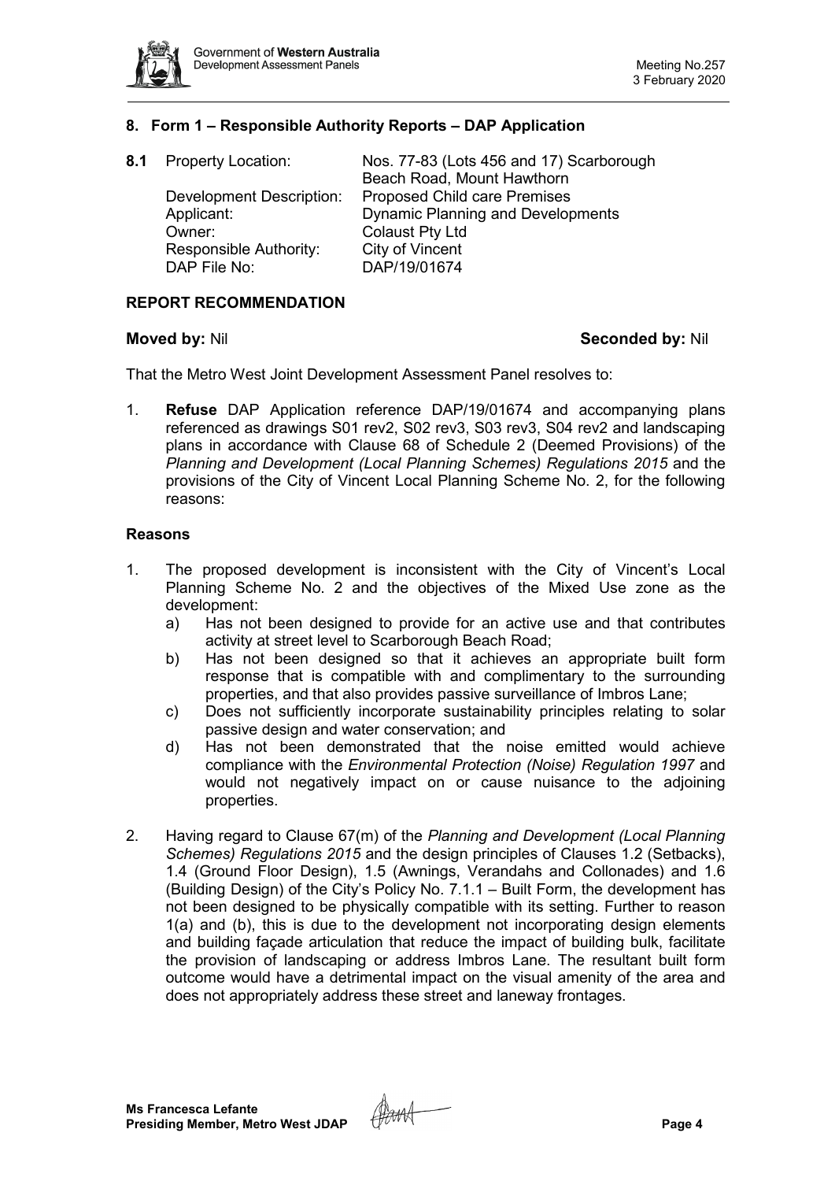## 8. Form 1 – Responsible Authority Reports – DAP Application

**8.1** Property Location: Nos. 77-83 (Lots 456 and 17) Scarborough Beach Road, Mount Hawthorn
Development Description: Proposed Child care Premises
Applicant: Dynamic Planning and Developments
Owner: Colaust Pty Ltd
Responsible Authority: City of Vincent
DAP File No: DAP/19/01674

### REPORT RECOMMENDATION

**Moved by:** Nil **Seconded by:** Nil

That the Metro West Joint Development Assessment Panel resolves to:

1. **Refuse** DAP Application reference DAP/19/01674 and accompanying plans referenced as drawings S01 rev2, S02 rev3, S03 rev3, S04 rev2 and landscaping plans in accordance with Clause 68 of Schedule 2 (Deemed Provisions) of the *Planning and Development (Local Planning Schemes) Regulations 2015* and the provisions of the City of Vincent Local Planning Scheme No. 2, for the following reasons:

### Reasons

1. The proposed development is inconsistent with the City of Vincent's Local Planning Scheme No. 2 and the objectives of the Mixed Use zone as the development:
   a) Has not been designed to provide for an active use and that contributes activity at street level to Scarborough Beach Road;
   b) Has not been designed so that it achieves an appropriate built form response that is compatible with and complimentary to the surrounding properties, and that also provides passive surveillance of Imbros Lane;
   c) Does not sufficiently incorporate sustainability principles relating to solar passive design and water conservation; and
   d) Has not been demonstrated that the noise emitted would achieve compliance with the *Environmental Protection (Noise) Regulation 1997* and would not negatively impact on or cause nuisance to the adjoining properties.

2. Having regard to Clause 67(m) of the *Planning and Development (Local Planning Schemes) Regulations 2015* and the design principles of Clauses 1.2 (Setbacks), 1.4 (Ground Floor Design), 1.5 (Awnings, Verandahs and Collonades) and 1.6 (Building Design) of the City's Policy No. 7.1.1 – Built Form, the development has not been designed to be physically compatible with its setting. Further to reason 1(a) and (b), this is due to the development not incorporating design elements and building façade articulation that reduce the impact of building bulk, facilitate the provision of landscaping or address Imbros Lane. The resultant built form outcome would have a detrimental impact on the visual amenity of the area and does not appropriately address these street and laneway frontages.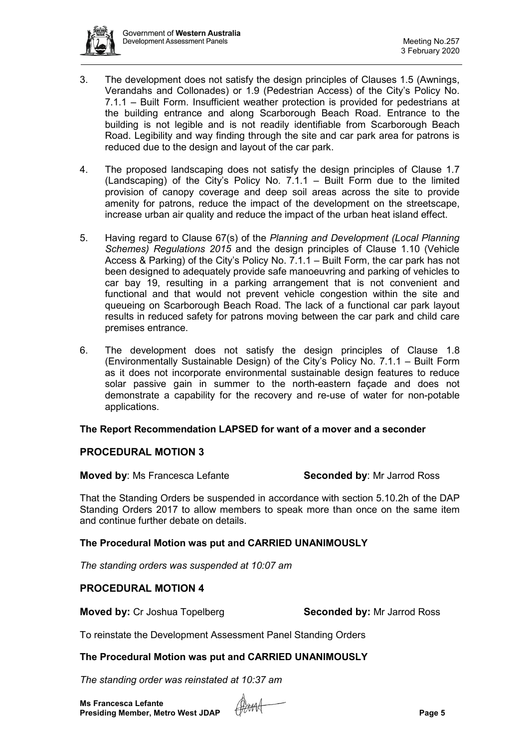3. The development does not satisfy the design principles of Clauses 1.5 (Awnings, Verandahs and Collonades) or 1.9 (Pedestrian Access) of the City's Policy No. 7.1.1 – Built Form. Insufficient weather protection is provided for pedestrians at the building entrance and along Scarborough Beach Road. Entrance to the building is not legible and is not readily identifiable from Scarborough Beach Road. Legibility and way finding through the site and car park area for patrons is reduced due to the design and layout of the car park.

4. The proposed landscaping does not satisfy the design principles of Clause 1.7 (Landscaping) of the City's Policy No. 7.1.1 – Built Form due to the limited provision of canopy coverage and deep soil areas across the site to provide amenity for patrons, reduce the impact of the development on the streetscape, increase urban air quality and reduce the impact of the urban heat island effect.

5. Having regard to Clause 67(s) of the *Planning and Development (Local Planning Schemes) Regulations 2015* and the design principles of Clause 1.10 (Vehicle Access & Parking) of the City's Policy No. 7.1.1 – Built Form, the car park has not been designed to adequately provide safe manoeuvring and parking of vehicles to car bay 19, resulting in a parking arrangement that is not convenient and functional and that would not prevent vehicle congestion within the site and queueing on Scarborough Beach Road. The lack of a functional car park layout results in reduced safety for patrons moving between the car park and child care premises entrance.

6. The development does not satisfy the design principles of Clause 1.8 (Environmentally Sustainable Design) of the City's Policy No. 7.1.1 – Built Form as it does not incorporate environmental sustainable design features to reduce solar passive gain in summer to the north-eastern façade and does not demonstrate a capability for the recovery and re-use of water for non-potable applications.

**The Report Recommendation LAPSED for want of a mover and a seconder**

## PROCEDURAL MOTION 3

**Moved by**: Ms Francesca Lefante **Seconded by**: Mr Jarrod Ross

That the Standing Orders be suspended in accordance with section 5.10.2h of the DAP Standing Orders 2017 to allow members to speak more than once on the same item and continue further debate on details.

**The Procedural Motion was put and CARRIED UNANIMOUSLY**

*The standing orders was suspended at 10:07 am*

## PROCEDURAL MOTION 4

**Moved by:** Cr Joshua Topelberg **Seconded by:** Mr Jarrod Ross

To reinstate the Development Assessment Panel Standing Orders

**The Procedural Motion was put and CARRIED UNANIMOUSLY**

*The standing order was reinstated at 10:37 am*

**Ms Francesca Lefante**
**Presiding Member, Metro West JDAP**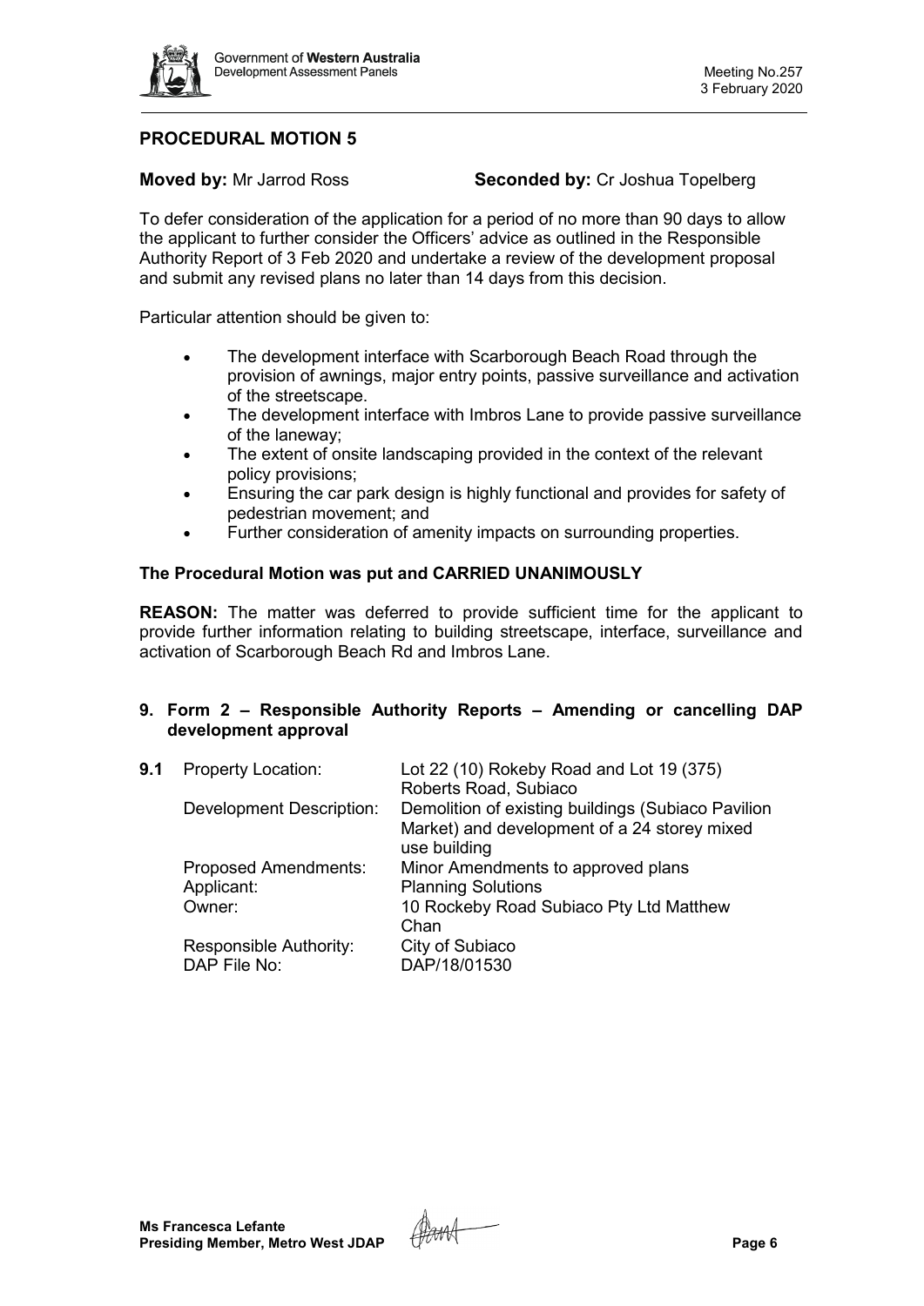## PROCEDURAL MOTION 5

**Moved by:** Mr Jarrod Ross **Seconded by:** Cr Joshua Topelberg

To defer consideration of the application for a period of no more than 90 days to allow the applicant to further consider the Officers' advice as outlined in the Responsible Authority Report of 3 Feb 2020 and undertake a review of the development proposal and submit any revised plans no later than 14 days from this decision.

Particular attention should be given to:

- The development interface with Scarborough Beach Road through the provision of awnings, major entry points, passive surveillance and activation of the streetscape.
- The development interface with Imbros Lane to provide passive surveillance of the laneway;
- The extent of onsite landscaping provided in the context of the relevant policy provisions;
- Ensuring the car park design is highly functional and provides for safety of pedestrian movement; and
- Further consideration of amenity impacts on surrounding properties.

**The Procedural Motion was put and CARRIED UNANIMOUSLY**

**REASON:** The matter was deferred to provide sufficient time for the applicant to provide further information relating to building streetscape, interface, surveillance and activation of Scarborough Beach Rd and Imbros Lane.

## 9. Form 2 – Responsible Authority Reports – Amending or cancelling DAP development approval

| **9.1** | Property Location: | Lot 22 (10) Rokeby Road and Lot 19 (375) Roberts Road, Subiaco |
|---|---|---|
| | Development Description: | Demolition of existing buildings (Subiaco Pavilion Market) and development of a 24 storey mixed use building |
| | Proposed Amendments: | Minor Amendments to approved plans |
| | Applicant: | Planning Solutions |
| | Owner: | 10 Rockeby Road Subiaco Pty Ltd Matthew Chan |
| | Responsible Authority: | City of Subiaco |
| | DAP File No: | DAP/18/01530 |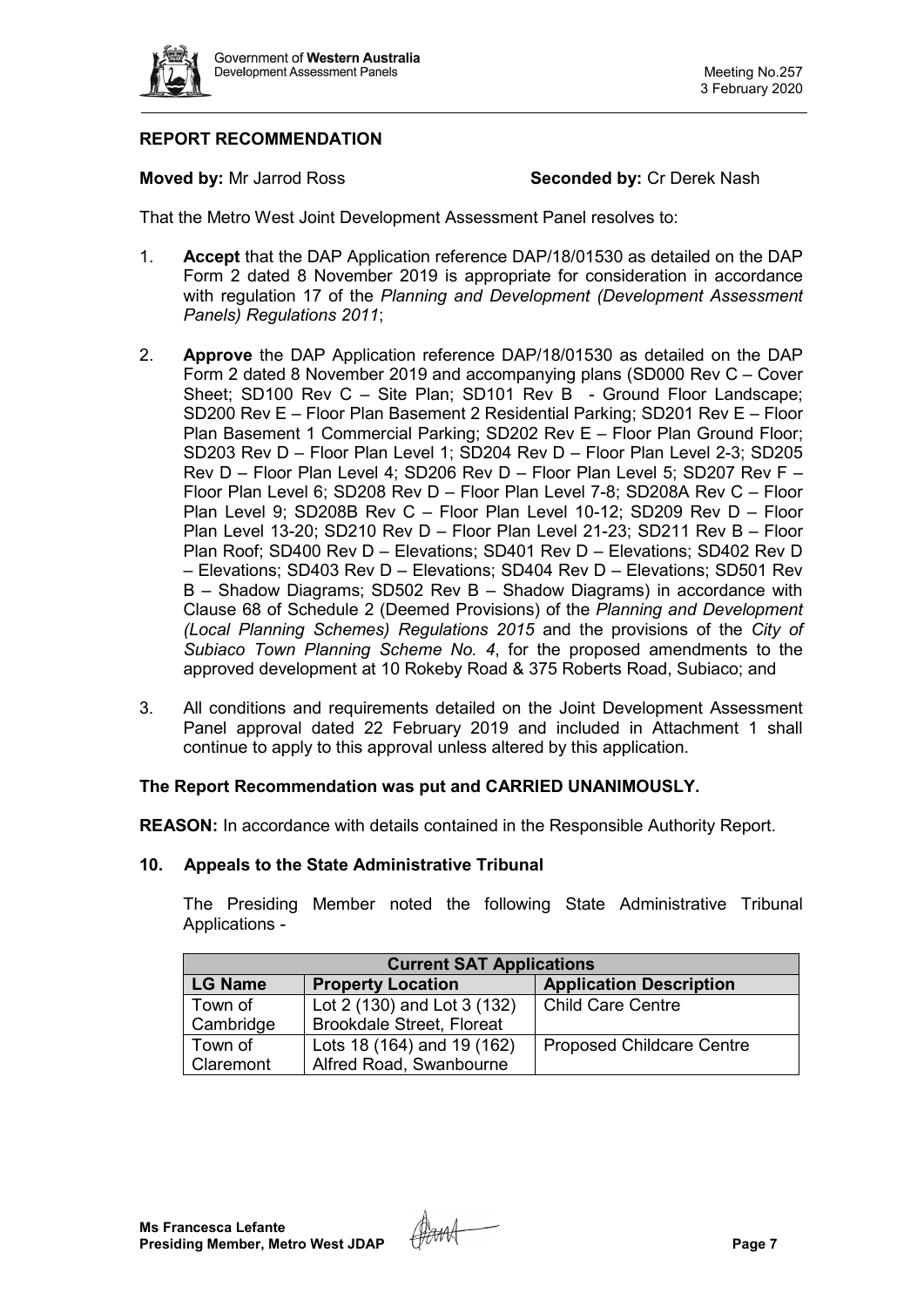### REPORT RECOMMENDATION

**Moved by:** Mr Jarrod Ross **Seconded by:** Cr Derek Nash

That the Metro West Joint Development Assessment Panel resolves to:

1. **Accept** that the DAP Application reference DAP/18/01530 as detailed on the DAP Form 2 dated 8 November 2019 is appropriate for consideration in accordance with regulation 17 of the *Planning and Development (Development Assessment Panels) Regulations 2011*;

2. **Approve** the DAP Application reference DAP/18/01530 as detailed on the DAP Form 2 dated 8 November 2019 and accompanying plans (SD000 Rev C – Cover Sheet; SD100 Rev C – Site Plan; SD101 Rev B - Ground Floor Landscape; SD200 Rev E – Floor Plan Basement 2 Residential Parking; SD201 Rev E – Floor Plan Basement 1 Commercial Parking; SD202 Rev E – Floor Plan Ground Floor; SD203 Rev D – Floor Plan Level 1; SD204 Rev D – Floor Plan Level 2-3; SD205 Rev D – Floor Plan Level 4; SD206 Rev D – Floor Plan Level 5; SD207 Rev F – Floor Plan Level 6; SD208 Rev D – Floor Plan Level 7-8; SD208A Rev C – Floor Plan Level 9; SD208B Rev C – Floor Plan Level 10-12; SD209 Rev D – Floor Plan Level 13-20; SD210 Rev D – Floor Plan Level 21-23; SD211 Rev B – Floor Plan Roof; SD400 Rev D – Elevations; SD401 Rev D – Elevations; SD402 Rev D – Elevations; SD403 Rev D – Elevations; SD404 Rev D – Elevations; SD501 Rev B – Shadow Diagrams; SD502 Rev B – Shadow Diagrams) in accordance with Clause 68 of Schedule 2 (Deemed Provisions) of the *Planning and Development (Local Planning Schemes) Regulations 2015* and the provisions of the *City of Subiaco Town Planning Scheme No. 4*, for the proposed amendments to the approved development at 10 Rokeby Road & 375 Roberts Road, Subiaco; and

3. All conditions and requirements detailed on the Joint Development Assessment Panel approval dated 22 February 2019 and included in Attachment 1 shall continue to apply to this approval unless altered by this application.

**The Report Recommendation was put and CARRIED UNANIMOUSLY.**

**REASON:** In accordance with details contained in the Responsible Authority Report.

### 10. Appeals to the State Administrative Tribunal

The Presiding Member noted the following State Administrative Tribunal Applications -

| **Current SAT Applications** | | |
|---|---|---|
| **LG Name** | **Property Location** | **Application Description** |
| Town of Cambridge | Lot 2 (130) and Lot 3 (132) Brookdale Street, Floreat | Child Care Centre |
| Town of Claremont | Lots 18 (164) and 19 (162) Alfred Road, Swanbourne | Proposed Childcare Centre |

**Ms Francesca Lefante**
**Presiding Member, Metro West JDAP**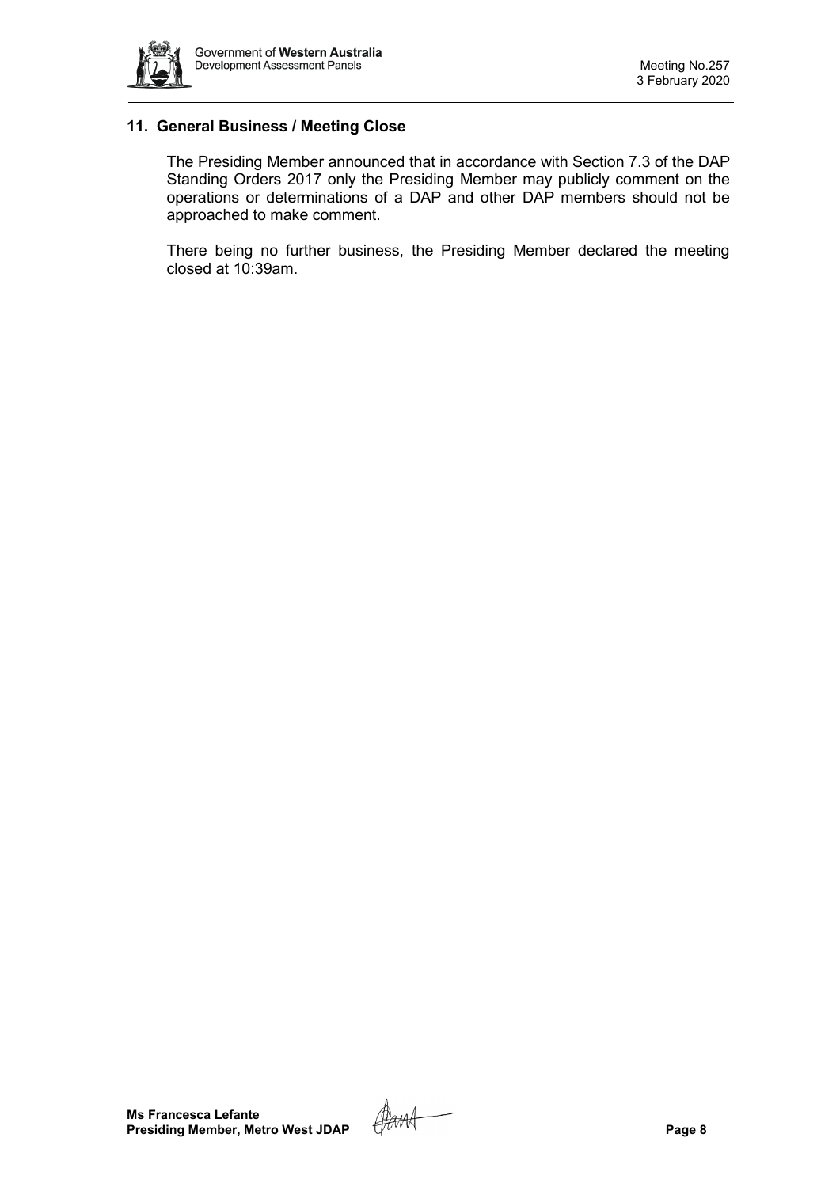## 11. General Business / Meeting Close

The Presiding Member announced that in accordance with Section 7.3 of the DAP Standing Orders 2017 only the Presiding Member may publicly comment on the operations or determinations of a DAP and other DAP members should not be approached to make comment.

There being no further business, the Presiding Member declared the meeting closed at 10:39am.